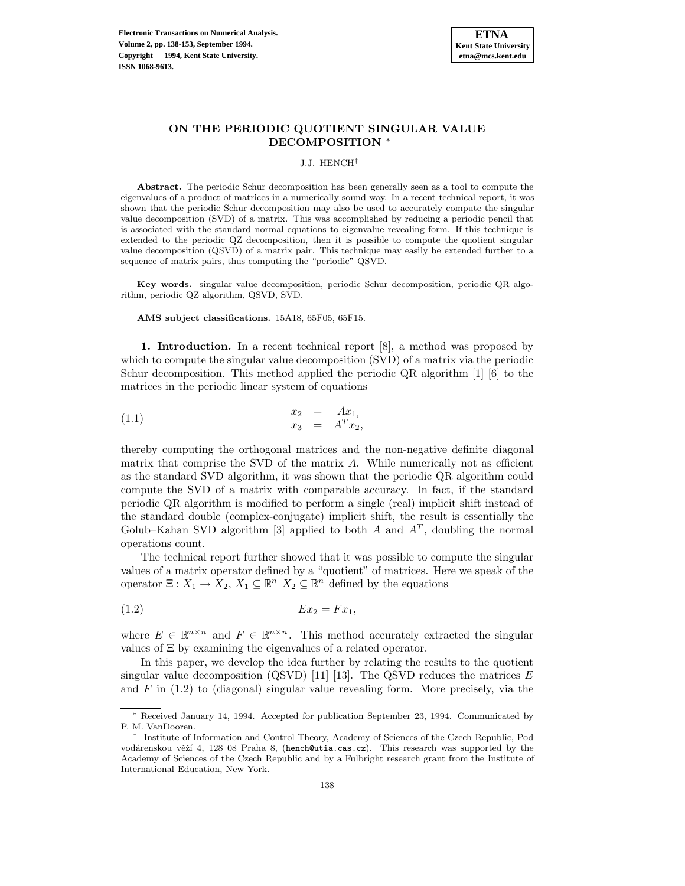# ON THE PERIODIC QUOTIENT SINGULAR VALUE DECOMPOSITION *

J.J. HENCH†

**Abstract.** The periodic Schur decomposition has been generally seen as a tool to compute the eigenvalues of a product of matrices in a numerically sound way. In a recent technical report, it was shown that the periodic Schur decomposition may also be used to accurately compute the singular value decomposition (SVD) of a matrix. This was accomplished by reducing a periodic pencil that is associated with the standard normal equations to eigenvalue revealing form. If this technique is extended to the periodic QZ decomposition, then it is possible to compute the quotient singular value decomposition (QSVD) of a matrix pair. This technique may easily be extended further to a sequence of matrix pairs, thus computing the "periodic" QSVD.

**Key words.** singular value decomposition, periodic Schur decomposition, periodic QR algorithm, periodic QZ algorithm, QSVD, SVD.

**AMS subject classifications.** 15A18, 65F05, 65F15.

**1. Introduction.** In a recent technical report [8], a method was proposed by which to compute the singular value decomposition (SVD) of a matrix via the periodic Schur decomposition. This method applied the periodic QR algorithm [1] [6] to the matrices in the periodic linear system of equations

$$
\begin{aligned}
x_2 &= Ax_1, \\
x_3 &= A^T x_2,
\end{aligned}
\tag{1.1}
$$

thereby computing the orthogonal matrices and the non-negative definite diagonal matrix that comprise the SVD of the matrix $A$. While numerically not as efficient as the standard SVD algorithm, it was shown that the periodic QR algorithm could compute the SVD of a matrix with comparable accuracy. In fact, if the standard periodic QR algorithm is modified to perform a single (real) implicit shift instead of the standard double (complex-conjugate) implicit shift, the result is essentially the Golub–Kahan SVD algorithm [3] applied to both $A$ and $A^T$, doubling the normal operations count.

The technical report further showed that it was possible to compute the singular values of a matrix operator defined by a "quotient" of matrices. Here we speak of the operator $\Xi : X_1 \to X_2$, $X_1 \subseteq \mathbb{R}^n$ $X_2 \subseteq \mathbb{R}^n$ defined by the equations

$$
Ex_2 = Fx_1,
\tag{1.2}
$$

where $E \in \mathbb{R}^{n \times n}$ and $F \in \mathbb{R}^{n \times n}$. This method accurately extracted the singular values of $\Xi$ by examining the eigenvalues of a related operator.

In this paper, we develop the idea further by relating the results to the quotient singular value decomposition (QSVD) [11] [13]. The QSVD reduces the matrices $E$ and $F$ in (1.2) to (diagonal) singular value revealing form. More precisely, via the

---

* Received January 14, 1994. Accepted for publication September 23, 1994. Communicated by P. M. VanDooren.

† Institute of Information and Control Theory, Academy of Sciences of the Czech Republic, Pod vodárenskou věží 4, 128 08 Praha 8, (hench@utia.cas.cz). This research was supported by the Academy of Sciences of the Czech Republic and by a Fulbright research grant from the Institute of International Education, New York.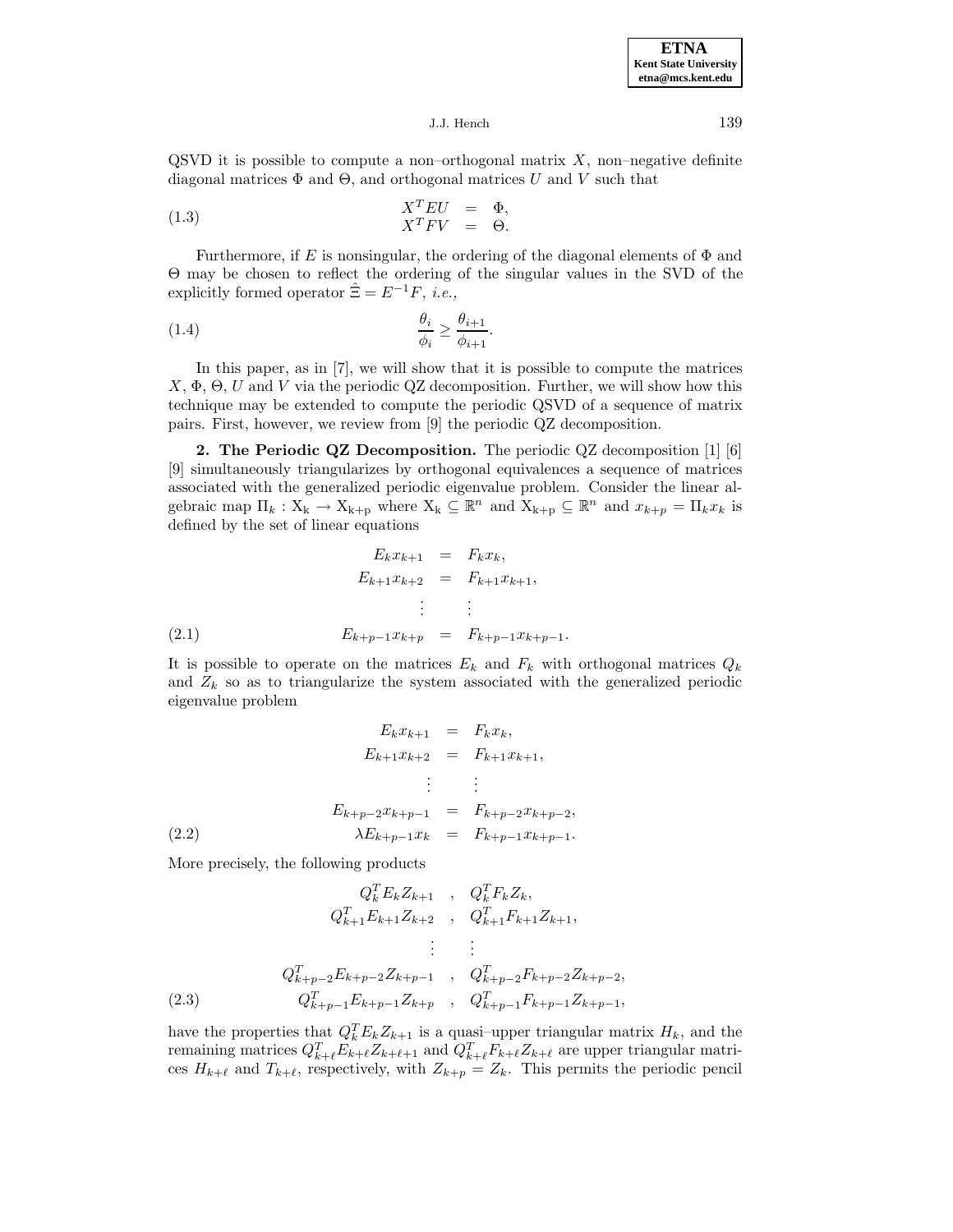QSVD it is possible to compute a non–orthogonal matrix $X$, non–negative definite diagonal matrices $\Phi$ and $\Theta$, and orthogonal matrices $U$ and $V$ such that

$$
\begin{aligned}
X^T E U &= \Phi, \\
X^T F V &= \Theta.
\end{aligned}
\tag{1.3}
$$

Furthermore, if $E$ is nonsingular, the ordering of the diagonal elements of $\Phi$ and $\Theta$ may be chosen to reflect the ordering of the singular values in the SVD of the explicitly formed operator $\hat{\Xi} = E^{-1}F$, *i.e.*,

$$
\frac{\theta_i}{\phi_i} \geq \frac{\theta_{i+1}}{\phi_{i+1}}.
\tag{1.4}
$$

In this paper, as in [7], we will show that it is possible to compute the matrices $X$, $\Phi$, $\Theta$, $U$ and $V$ via the periodic QZ decomposition. Further, we will show how this technique may be extended to compute the periodic QSVD of a sequence of matrix pairs. First, however, we review from [9] the periodic QZ decomposition.

## 2. The Periodic QZ Decomposition.

The periodic QZ decomposition [1] [6] [9] simultaneously triangularizes by orthogonal equivalences a sequence of matrices associated with the generalized periodic eigenvalue problem. Consider the linear algebraic map $\Pi_k : \mathrm{X_k} \to \mathrm{X_{k+p}}$ where $\mathrm{X_k} \subseteq \mathbb{R}^n$ and $\mathrm{X_{k+p}} \subseteq \mathbb{R}^n$ and $x_{k+p} = \Pi_k x_k$ is defined by the set of linear equations

$$
\begin{aligned}
E_k x_{k+1} &= F_k x_k, \\
E_{k+1} x_{k+2} &= F_{k+1} x_{k+1}, \\
&\vdots \\
E_{k+p-1} x_{k+p} &= F_{k+p-1} x_{k+p-1}.
\end{aligned}
\tag{2.1}
$$

It is possible to operate on the matrices $E_k$ and $F_k$ with orthogonal matrices $Q_k$ and $Z_k$ so as to triangularize the system associated with the generalized periodic eigenvalue problem

$$
\begin{aligned}
E_k x_{k+1} &= F_k x_k, \\
E_{k+1} x_{k+2} &= F_{k+1} x_{k+1}, \\
&\vdots \\
E_{k+p-2} x_{k+p-1} &= F_{k+p-2} x_{k+p-2}, \\
\lambda E_{k+p-1} x_k &= F_{k+p-1} x_{k+p-1}.
\end{aligned}
\tag{2.2}
$$

More precisely, the following products

$$
\begin{aligned}
Q_k^T E_k Z_{k+1} \quad &, \quad Q_k^T F_k Z_k, \\
Q_{k+1}^T E_{k+1} Z_{k+2} \quad &, \quad Q_{k+1}^T F_{k+1} Z_{k+1}, \\
\vdots \quad & \quad \vdots \\
Q_{k+p-2}^T E_{k+p-2} Z_{k+p-1} \quad &, \quad Q_{k+p-2}^T F_{k+p-2} Z_{k+p-2}, \\
Q_{k+p-1}^T E_{k+p-1} Z_{k+p} \quad &, \quad Q_{k+p-1}^T F_{k+p-1} Z_{k+p-1},
\end{aligned}
\tag{2.3}
$$

have the properties that $Q_k^T E_k Z_{k+1}$ is a quasi–upper triangular matrix $H_k$, and the remaining matrices $Q_{k+\ell}^T E_{k+\ell} Z_{k+\ell+1}$ and $Q_{k+\ell}^T F_{k+\ell} Z_{k+\ell}$ are upper triangular matrices $H_{k+\ell}$ and $T_{k+\ell}$, respectively, with $Z_{k+p} = Z_k$. This permits the periodic pencil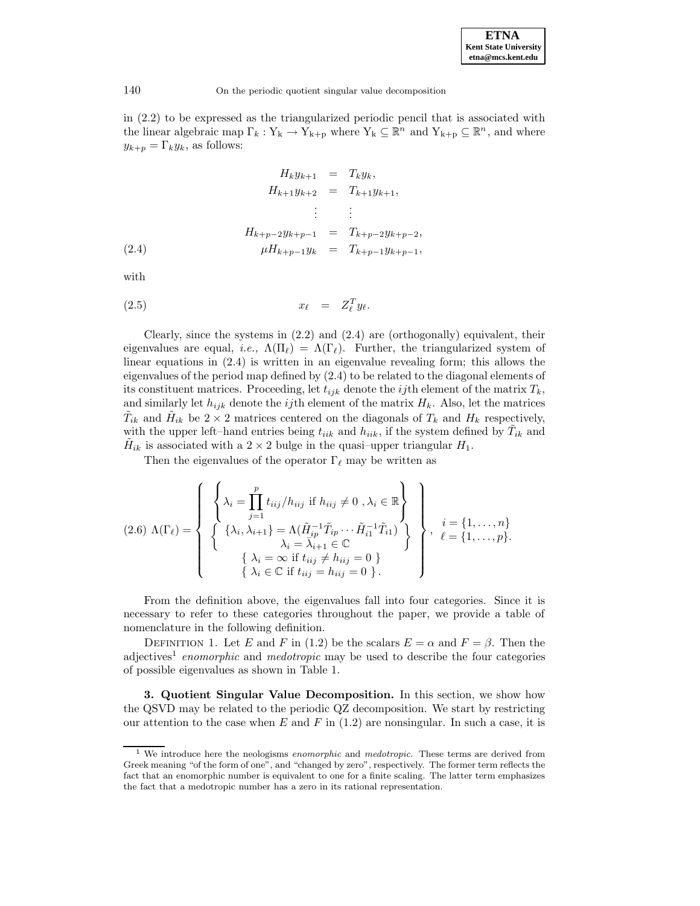in (2.2) to be expressed as the triangularized periodic pencil that is associated with the linear algebraic map $\Gamma_k : \mathrm{Y_k} \to \mathrm{Y_{k+p}}$ where $\mathrm{Y_k} \subseteq \mathbb{R}^n$ and $\mathrm{Y_{k+p}} \subseteq \mathbb{R}^n$, and where $y_{k+p} = \Gamma_k y_k$, as follows:

$$
\begin{aligned}
H_k y_{k+1} &= T_k y_k, \\
H_{k+1} y_{k+2} &= T_{k+1} y_{k+1}, \\
\vdots \quad & \quad \vdots \\
H_{k+p-2} y_{k+p-1} &= T_{k+p-2} y_{k+p-2}, \\
\mu H_{k+p-1} y_k &= T_{k+p-1} y_{k+p-1},
\end{aligned} \tag{2.4}
$$

with

$$
x_\ell = Z_\ell^T y_\ell. \tag{2.5}
$$

Clearly, since the systems in (2.2) and (2.4) are (orthogonally) equivalent, their eigenvalues are equal, *i.e.,* $\Lambda(\Pi_\ell) = \Lambda(\Gamma_\ell)$. Further, the triangularized system of linear equations in (2.4) is written in an eigenvalue revealing form; this allows the eigenvalues of the period map defined by (2.4) to be related to the diagonal elements of its constituent matrices. Proceeding, let $t_{ijk}$ denote the $ij$th element of the matrix $T_k$, and similarly let $h_{ijk}$ denote the $ij$th element of the matrix $H_k$. Also, let the matrices $\tilde{T}_{ik}$ and $\tilde{H}_{ik}$ be $2 \times 2$ matrices centered on the diagonals of $T_k$ and $H_k$ respectively, with the upper left–hand entries being $t_{iik}$ and $h_{iik}$, if the system defined by $\tilde{T}_{ik}$ and $\tilde{H}_{ik}$ is associated with a $2 \times 2$ bulge in the quasi–upper triangular $H_1$.

Then the eigenvalues of the operator $\Gamma_\ell$ may be written as

$$
\Lambda(\Gamma_\ell) = \left\{ \begin{array}{c}
\left\{ \lambda_i = \prod_{j=1}^{p} t_{iij}/h_{iij} \text{ if } h_{iij} \neq 0 \ , \lambda_i \in \mathbb{R} \right\} \\
\left\{ \begin{array}{c} \{\lambda_i, \lambda_{i+1}\} = \Lambda(\tilde{H}_{ip}^{-1}\tilde{T}_{ip} \cdots \tilde{H}_{i1}^{-1}\tilde{T}_{i1}) \\ \lambda_i = \bar{\lambda}_{i+1} \in \mathbb{C} \end{array} \right\} \\
\{ \ \lambda_i = \infty \text{ if } t_{iij} \neq h_{iij} = 0 \ \} \\
\{ \ \lambda_i \in \mathbb{C} \text{ if } t_{iij} = h_{iij} = 0 \ \}.
\end{array} \right\}, \quad \begin{array}{l} i = \{1, \ldots, n\} \\ \ell = \{1, \ldots, p\}. \end{array} \tag{2.6}
$$

From the definition above, the eigenvalues fall into four categories. Since it is necessary to refer to these categories throughout the paper, we provide a table of nomenclature in the following definition.

Definition 1. Let $E$ and $F$ in (1.2) be the scalars $E = \alpha$ and $F = \beta$. Then the adjectives[1] *enomorphic* and *medotropic* may be used to describe the four categories of possible eigenvalues as shown in Table 1.

**3. Quotient Singular Value Decomposition.** In this section, we show how the QSVD may be related to the periodic QZ decomposition. We start by restricting our attention to the case when $E$ and $F$ in (1.2) are nonsingular. In such a case, it is

[1] We introduce here the neologisms *enomorphic* and *medotropic*. These terms are derived from Greek meaning "of the form of one", and "changed by zero", respectively. The former term reflects the fact that an enomorphic number is equivalent to one for a finite scaling. The latter term emphasizes the fact that a medotropic number has a zero in its rational representation.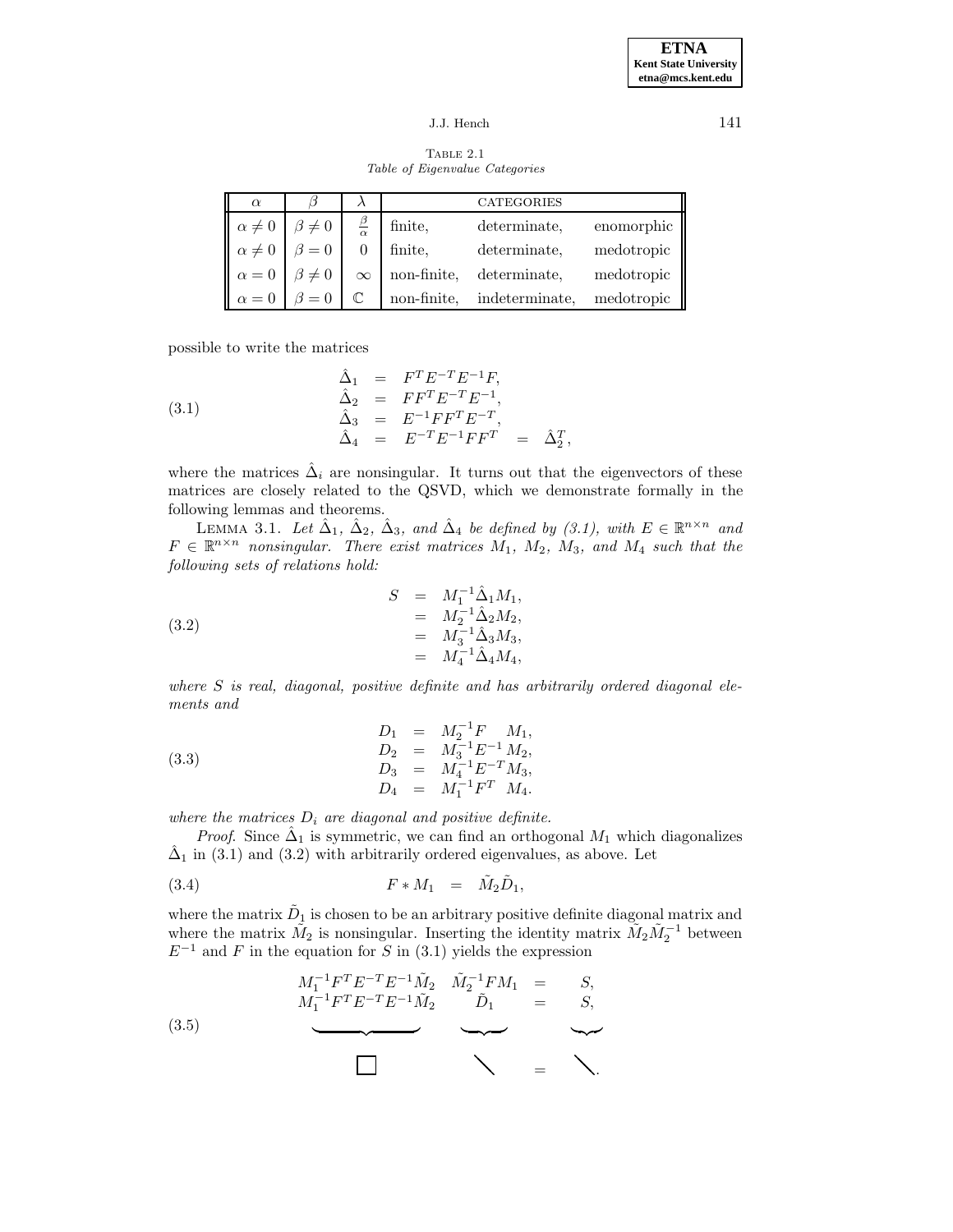TABLE 2.1
*Table of Eigenvalue Categories*

| $\alpha$ | $\beta$ | $\lambda$ | CATEGORIES | | |
|---|---|---|---|---|---|
| $\alpha \neq 0$ | $\beta \neq 0$ | $\frac{\beta}{\alpha}$ | finite, | determinate, | enomorphic |
| $\alpha \neq 0$ | $\beta = 0$ | $0$ | finite, | determinate, | medotropic |
| $\alpha = 0$ | $\beta \neq 0$ | $\infty$ | non-finite, | determinate, | medotropic |
| $\alpha = 0$ | $\beta = 0$ | $\mathbb{C}$ | non-finite, | indeterminate, | medotropic |

possible to write the matrices

$$
\begin{aligned}
\hat{\Delta}_1 &= F^T E^{-T} E^{-1} F, \\
\hat{\Delta}_2 &= F F^T E^{-T} E^{-1}, \\
\hat{\Delta}_3 &= E^{-1} F F^T E^{-T}, \\
\hat{\Delta}_4 &= E^{-T} E^{-1} F F^T \quad = \quad \hat{\Delta}_2^T,
\end{aligned}
\tag{3.1}
$$

where the matrices $\hat{\Delta}_i$ are nonsingular. It turns out that the eigenvectors of these matrices are closely related to the QSVD, which we demonstrate formally in the following lemmas and theorems.

LEMMA 3.1. *Let $\hat{\Delta}_1$, $\hat{\Delta}_2$, $\hat{\Delta}_3$, and $\hat{\Delta}_4$ be defined by (3.1), with $E \in \mathbb{R}^{n\times n}$ and $F \in \mathbb{R}^{n\times n}$ nonsingular. There exist matrices $M_1$, $M_2$, $M_3$, and $M_4$ such that the following sets of relations hold:*

$$
\begin{aligned}
S &= M_1^{-1} \hat{\Delta}_1 M_1, \\
&= M_2^{-1} \hat{\Delta}_2 M_2, \\
&= M_3^{-1} \hat{\Delta}_3 M_3, \\
&= M_4^{-1} \hat{\Delta}_4 M_4,
\end{aligned}
\tag{3.2}
$$

*where $S$ is real, diagonal, positive definite and has arbitrarily ordered diagonal elements and*

$$
\begin{aligned}
D_1 &= M_2^{-1} F \quad M_1, \\
D_2 &= M_3^{-1} E^{-1} M_2, \\
D_3 &= M_4^{-1} E^{-T} M_3, \\
D_4 &= M_1^{-1} F^T \quad M_4.
\end{aligned}
\tag{3.3}
$$

*where the matrices $D_i$ are diagonal and positive definite.*

*Proof*. Since $\hat{\Delta}_1$ is symmetric, we can find an orthogonal $M_1$ which diagonalizes $\hat{\Delta}_1$ in (3.1) and (3.2) with arbitrarily ordered eigenvalues, as above. Let

$$
F * M_1 \quad = \quad \tilde{M}_2 \tilde{D}_1,
\tag{3.4}
$$

where the matrix $\tilde{D}_1$ is chosen to be an arbitrary positive definite diagonal matrix and where the matrix $\tilde{M}_2$ is nonsingular. Inserting the identity matrix $\tilde{M}_2 \tilde{M}_2^{-1}$ between $E^{-1}$ and $F$ in the equation for $S$ in (3.1) yields the expression

$$
\begin{aligned}
\underbrace{M_1^{-1} F^T E^{-T} E^{-1} \tilde{M}_2}_{\Box} \quad \underbrace{\tilde{M}_2^{-1} F M_1}_{} \quad &= \quad S, \\
M_1^{-1} F^T E^{-T} E^{-1} \tilde{M}_2 \quad \underbrace{\tilde{D}_1}_{\diagdown} \quad &= \quad \underbrace{S}_{\diagdown}.
\end{aligned}
\tag{3.5}
$$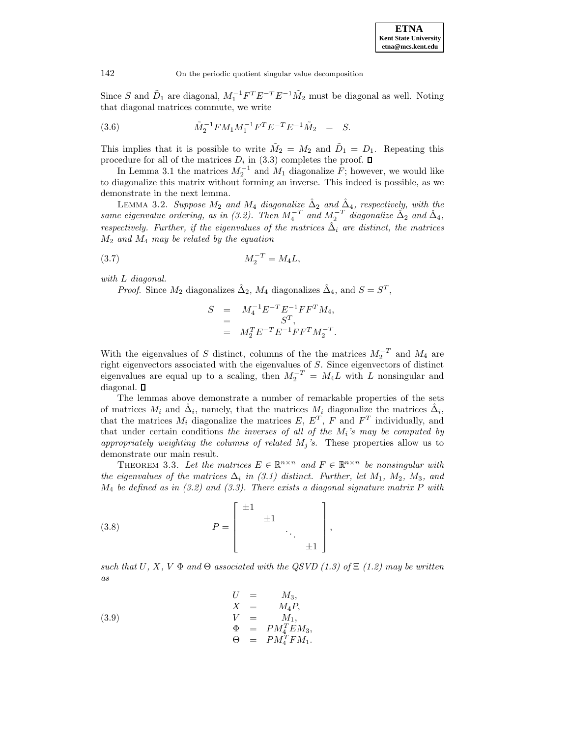Since $S$ and $\tilde{D}_1$ are diagonal, $M_1^{-1}F^TE^{-T}E^{-1}\tilde{M}_2$ must be diagonal as well. Noting that diagonal matrices commute, we write

$$\tilde{M}_2^{-1}FM_1M_1^{-1}F^TE^{-T}E^{-1}\tilde{M}_2 \;=\; S. \tag{3.6}$$

This implies that it is possible to write $\tilde{M}_2 = M_2$ and $\tilde{D}_1 = D_1$. Repeating this procedure for all of the matrices $D_i$ in (3.3) completes the proof. ◻

In Lemma 3.1 the matrices $M_2^{-1}$ and $M_1$ diagonalize $F$; however, we would like to diagonalize this matrix without forming an inverse. This indeed is possible, as we demonstrate in the next lemma.

LEMMA 3.2. *Suppose $M_2$ and $M_4$ diagonalize $\hat{\Delta}_2$ and $\hat{\Delta}_4$, respectively, with the same eigenvalue ordering, as in (3.2). Then $M_4^{-T}$ and $M_2^{-T}$ diagonalize $\hat{\Delta}_2$ and $\hat{\Delta}_4$, respectively. Further, if the eigenvalues of the matrices $\hat{\Delta}_i$ are distinct, the matrices $M_2$ and $M_4$ may be related by the equation*

$$M_2^{-T} = M_4L, \tag{3.7}$$

*with $L$ diagonal.*

*Proof*. Since $M_2$ diagonalizes $\hat{\Delta}_2$, $M_4$ diagonalizes $\hat{\Delta}_4$, and $S = S^T$,

$$\begin{aligned} S &= M_4^{-1}E^{-T}E^{-1}FF^TM_4, \\ &= S^T, \\ &= M_2^TE^{-T}E^{-1}FF^TM_2^{-T}. \end{aligned}$$

With the eigenvalues of $S$ distinct, columns of the the matrices $M_2^{-T}$ and $M_4$ are right eigenvectors associated with the eigenvalues of $S$. Since eigenvectors of distinct eigenvalues are equal up to a scaling, then $M_2^{-T} = M_4L$ with $L$ nonsingular and diagonal. ◻

The lemmas above demonstrate a number of remarkable properties of the sets of matrices $M_i$ and $\hat{\Delta}_i$, namely, that the matrices $M_i$ diagonalize the matrices $\hat{\Delta}_i$, that the matrices $M_i$ diagonalize the matrices $E$, $E^T$, $F$ and $F^T$ individually, and that under certain conditions *the inverses of all of the $M_i$'s may be computed by appropriately weighting the columns of related $M_j$'s.* These properties allow us to demonstrate our main result.

THEOREM 3.3. *Let the matrices $E \in \mathbb{R}^{n\times n}$ and $F \in \mathbb{R}^{n\times n}$ be nonsingular with the eigenvalues of the matrices $\Delta_i$ in (3.1) distinct. Further, let $M_1$, $M_2$, $M_3$, and $M_4$ be defined as in (3.2) and (3.3). There exists a diagonal signature matrix $P$ with*

$$P = \begin{bmatrix} \pm 1 & & & \\ & \pm 1 & & \\ & & \ddots & \\ & & & \pm 1 \end{bmatrix}, \tag{3.8}$$

*such that $U$, $X$, $V$ $\Phi$ and $\Theta$ associated with the QSVD (1.3) of $\Xi$ (1.2) may be written as*

$$\begin{aligned} U &= M_3, \\ X &= M_4P, \\ V &= M_1, \\ \Phi &= PM_4^TEM_3, \\ \Theta &= PM_4^TFM_1. \end{aligned} \tag{3.9}$$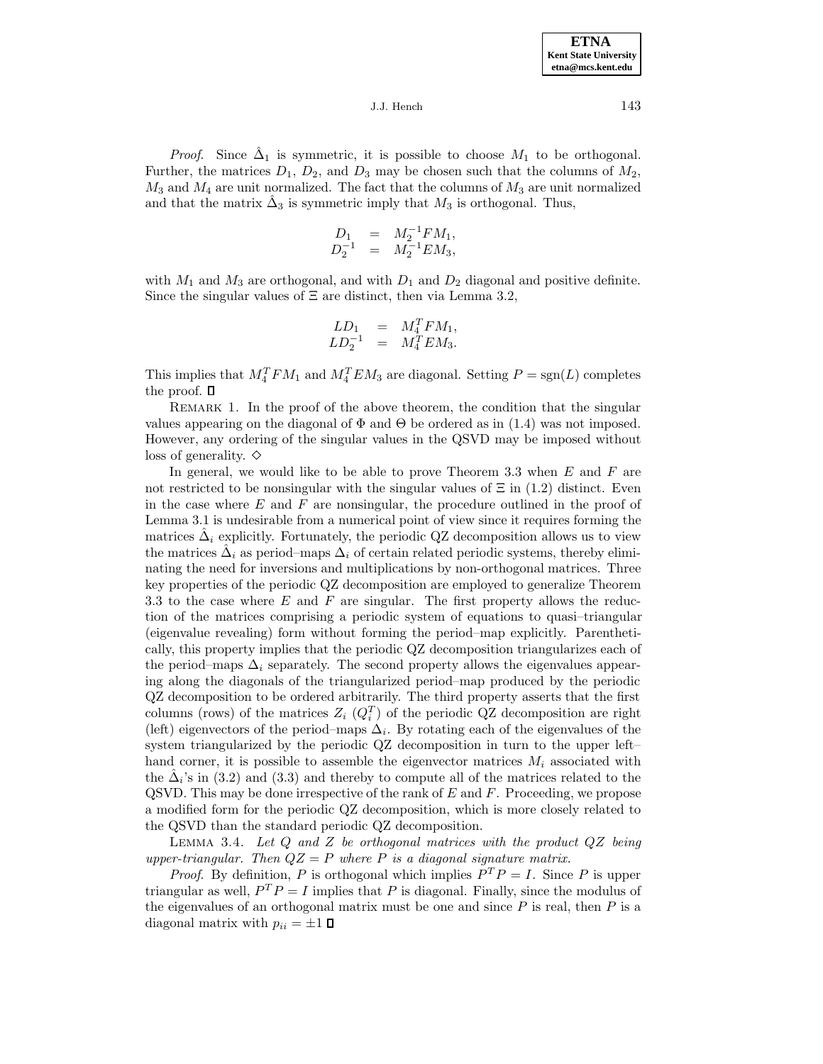*Proof*. Since $\hat{\Delta}_1$ is symmetric, it is possible to choose $M_1$ to be orthogonal. Further, the matrices $D_1$, $D_2$, and $D_3$ may be chosen such that the columns of $M_2$, $M_3$ and $M_4$ are unit normalized. The fact that the columns of $M_3$ are unit normalized and that the matrix $\hat{\Delta}_3$ is symmetric imply that $M_3$ is orthogonal. Thus,

$$\begin{array}{rcl} D_1 & = & M_2^{-1} F M_1, \\ D_2^{-1} & = & M_2^{-1} E M_3, \end{array}$$

with $M_1$ and $M_3$ are orthogonal, and with $D_1$ and $D_2$ diagonal and positive definite. Since the singular values of $\Xi$ are distinct, then via Lemma 3.2,

$$\begin{array}{rcl} L D_1 & = & M_4^T F M_1, \\ L D_2^{-1} & = & M_4^T E M_3. \end{array}$$

This implies that $M_4^T F M_1$ and $M_4^T E M_3$ are diagonal. Setting $P = \mathrm{sgn}(L)$ completes the proof. ▯

Remark 1. In the proof of the above theorem, the condition that the singular values appearing on the diagonal of $\Phi$ and $\Theta$ be ordered as in (1.4) was not imposed. However, any ordering of the singular values in the QSVD may be imposed without loss of generality. ◇

In general, we would like to be able to prove Theorem 3.3 when $E$ and $F$ are not restricted to be nonsingular with the singular values of $\Xi$ in (1.2) distinct. Even in the case where $E$ and $F$ are nonsingular, the procedure outlined in the proof of Lemma 3.1 is undesirable from a numerical point of view since it requires forming the matrices $\hat{\Delta}_i$ explicitly. Fortunately, the periodic QZ decomposition allows us to view the matrices $\hat{\Delta}_i$ as period–maps $\Delta_i$ of certain related periodic systems, thereby eliminating the need for inversions and multiplications by non-orthogonal matrices. Three key properties of the periodic QZ decomposition are employed to generalize Theorem 3.3 to the case where $E$ and $F$ are singular. The first property allows the reduction of the matrices comprising a periodic system of equations to quasi–triangular (eigenvalue revealing) form without forming the period–map explicitly. Parenthetically, this property implies that the periodic QZ decomposition triangularizes each of the period–maps $\Delta_i$ separately. The second property allows the eigenvalues appearing along the diagonals of the triangularized period–map produced by the periodic QZ decomposition to be ordered arbitrarily. The third property asserts that the first columns (rows) of the matrices $Z_i$ ($Q_i^T$) of the periodic QZ decomposition are right (left) eigenvectors of the period–maps $\Delta_i$. By rotating each of the eigenvalues of the system triangularized by the periodic QZ decomposition in turn to the upper left–hand corner, it is possible to assemble the eigenvector matrices $M_i$ associated with the $\hat{\Delta}_i$'s in (3.2) and (3.3) and thereby to compute all of the matrices related to the QSVD. This may be done irrespective of the rank of $E$ and $F$. Proceeding, we propose a modified form for the periodic QZ decomposition, which is more closely related to the QSVD than the standard periodic QZ decomposition.

Lemma 3.4. *Let $Q$ and $Z$ be orthogonal matrices with the product $QZ$ being upper-triangular. Then $QZ = P$ where $P$ is a diagonal signature matrix.*

*Proof*. By definition, $P$ is orthogonal which implies $P^T P = I$. Since $P$ is upper triangular as well, $P^T P = I$ implies that $P$ is diagonal. Finally, since the modulus of the eigenvalues of an orthogonal matrix must be one and since $P$ is real, then $P$ is a diagonal matrix with $p_{ii} = \pm 1$ ▯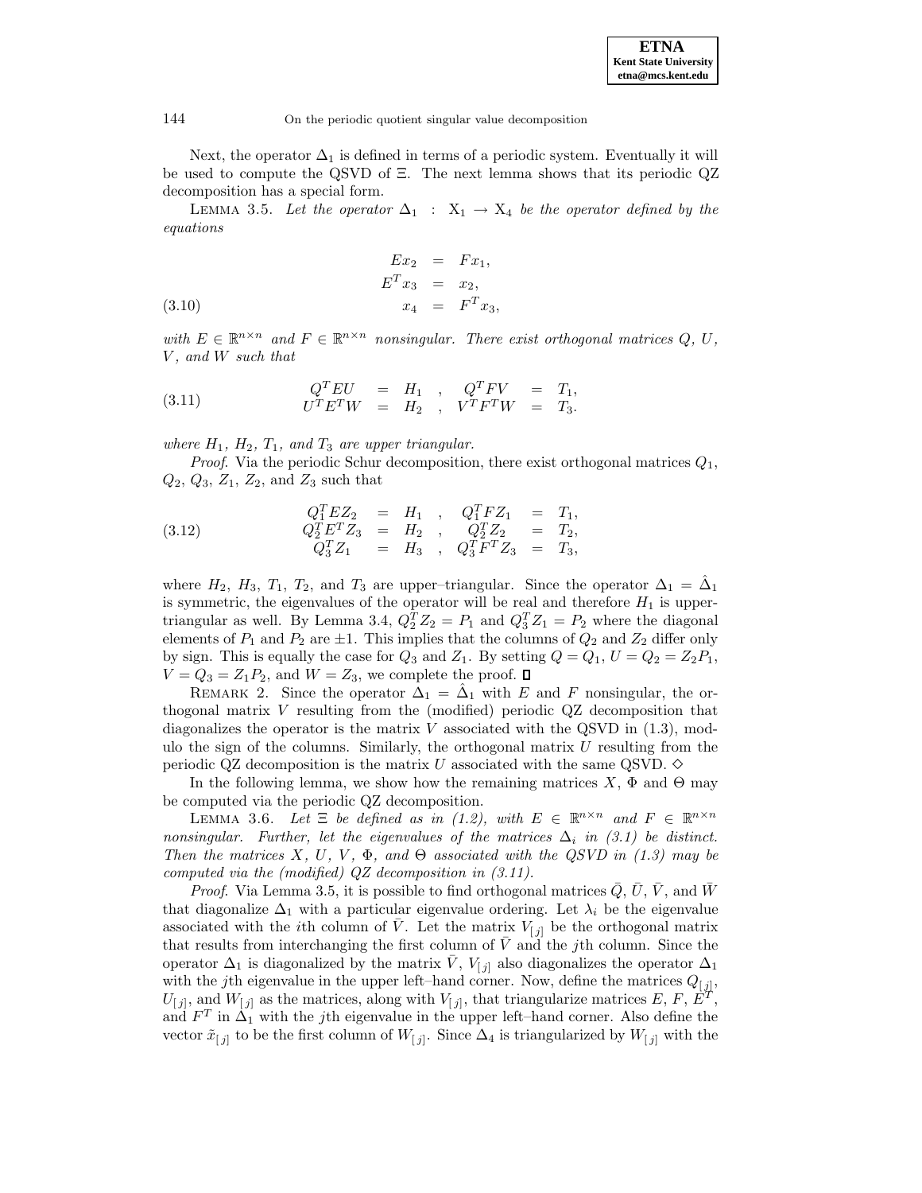Next, the operator $\Delta_1$ is defined in terms of a periodic system. Eventually it will be used to compute the QSVD of $\Xi$. The next lemma shows that its periodic QZ decomposition has a special form.

LEMMA 3.5. *Let the operator $\Delta_1 : \mathrm{X}_1 \rightarrow \mathrm{X}_4$ be the operator defined by the equations*

$$
\begin{aligned}
Ex_2 &= Fx_1, \\
E^T x_3 &= x_2, \\
x_4 &= F^T x_3,
\end{aligned}
\tag{3.10}
$$

*with $E \in \mathbb{R}^{n\times n}$ and $F \in \mathbb{R}^{n\times n}$ nonsingular. There exist orthogonal matrices $Q$, $U$, $V$, and $W$ such that*

$$
\begin{array}{rclcrcl}
Q^T E U &=& H_1 &,& Q^T F V &=& T_1, \\
U^T E^T W &=& H_2 &,& V^T F^T W &=& T_3.
\end{array}
\tag{3.11}
$$

*where $H_1$, $H_2$, $T_1$, and $T_3$ are upper triangular.*

*Proof.* Via the periodic Schur decomposition, there exist orthogonal matrices $Q_1$, $Q_2$, $Q_3$, $Z_1$, $Z_2$, and $Z_3$ such that

$$
\begin{array}{rclcrcl}
Q_1^T E Z_2 &=& H_1 &,& Q_1^T F Z_1 &=& T_1, \\
Q_2^T E^T Z_3 &=& H_2 &,& Q_2^T Z_2 &=& T_2, \\
Q_3^T Z_1 &=& H_3 &,& Q_3^T F^T Z_3 &=& T_3,
\end{array}
\tag{3.12}
$$

where $H_2$, $H_3$, $T_1$, $T_2$, and $T_3$ are upper–triangular. Since the operator $\Delta_1 = \hat{\Delta}_1$ is symmetric, the eigenvalues of the operator will be real and therefore $H_1$ is upper-triangular as well. By Lemma 3.4, $Q_2^T Z_2 = P_1$ and $Q_3^T Z_1 = P_2$ where the diagonal elements of $P_1$ and $P_2$ are $\pm 1$. This implies that the columns of $Q_2$ and $Z_2$ differ only by sign. This is equally the case for $Q_3$ and $Z_1$. By setting $Q = Q_1$, $U = Q_2 = Z_2 P_1$, $V = Q_3 = Z_1 P_2$, and $W = Z_3$, we complete the proof. ∎

REMARK 2. Since the operator $\Delta_1 = \hat{\Delta}_1$ with $E$ and $F$ nonsingular, the orthogonal matrix $V$ resulting from the (modified) periodic QZ decomposition that diagonalizes the operator is the matrix $V$ associated with the QSVD in (1.3), modulo the sign of the columns. Similarly, the orthogonal matrix $U$ resulting from the periodic QZ decomposition is the matrix $U$ associated with the same QSVD. ◇

In the following lemma, we show how the remaining matrices $X$, $\Phi$ and $\Theta$ may be computed via the periodic QZ decomposition.

LEMMA 3.6. *Let $\Xi$ be defined as in (1.2), with $E \in \mathbb{R}^{n\times n}$ and $F \in \mathbb{R}^{n\times n}$ nonsingular. Further, let the eigenvalues of the matrices $\Delta_i$ in (3.1) be distinct. Then the matrices $X$, $U$, $V$, $\Phi$, and $\Theta$ associated with the QSVD in (1.3) may be computed via the (modified) QZ decomposition in (3.11).*

*Proof.* Via Lemma 3.5, it is possible to find orthogonal matrices $\bar{Q}$, $\bar{U}$, $\bar{V}$, and $\bar{W}$ that diagonalize $\Delta_1$ with a particular eigenvalue ordering. Let $\lambda_i$ be the eigenvalue associated with the $i$th column of $\bar{V}$. Let the matrix $V_{[j]}$ be the orthogonal matrix that results from interchanging the first column of $\bar{V}$ and the $j$th column. Since the operator $\Delta_1$ is diagonalized by the matrix $\bar{V}$, $V_{[j]}$ also diagonalizes the operator $\Delta_1$ with the $j$th eigenvalue in the upper left–hand corner. Now, define the matrices $Q_{[j]}$, $U_{[j]}$, and $W_{[j]}$ as the matrices, along with $V_{[j]}$, that triangularize matrices $E$, $F$, $E^T$, and $F^T$ in $\Delta_1$ with the $j$th eigenvalue in the upper left–hand corner. Also define the vector $\tilde{x}_{[j]}$ to be the first column of $W_{[j]}$. Since $\Delta_4$ is triangularized by $W_{[j]}$ with the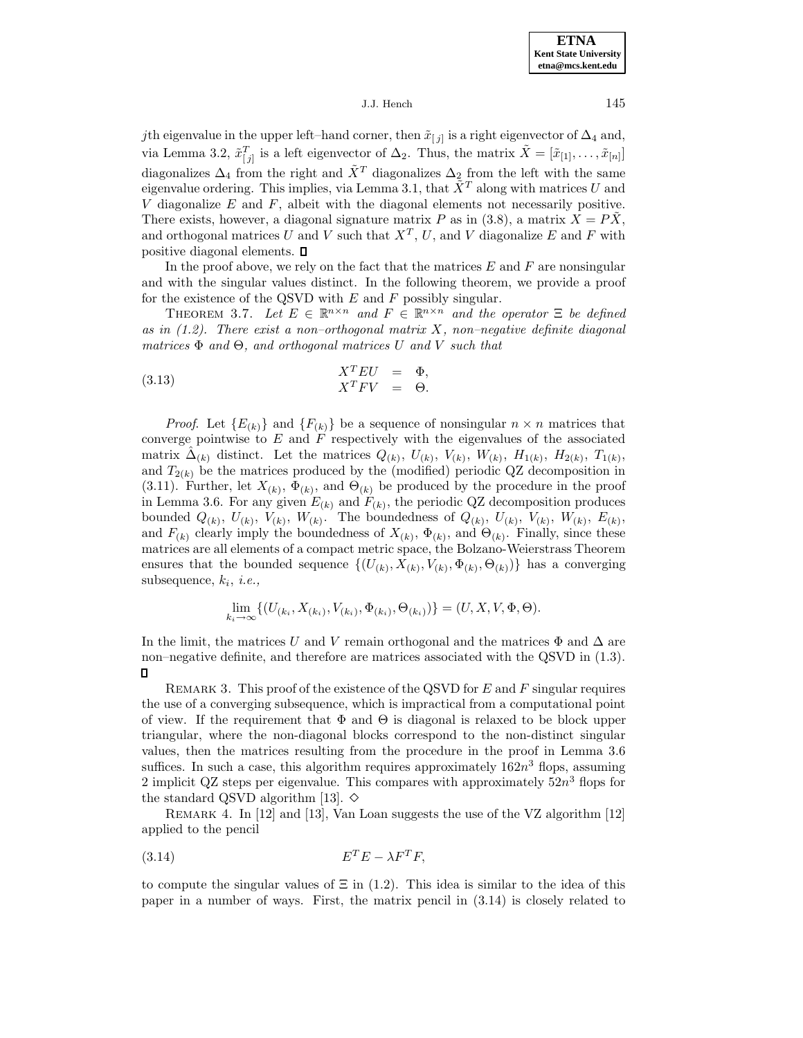$j$th eigenvalue in the upper left–hand corner, then $\tilde{x}_{[j]}$ is a right eigenvector of $\Delta_4$ and, via Lemma 3.2, $\tilde{x}_{[j]}^T$ is a left eigenvector of $\Delta_2$. Thus, the matrix $\tilde{X} = [\tilde{x}_{[1]}, \ldots, \tilde{x}_{[n]}]$ diagonalizes $\Delta_4$ from the right and $\tilde{X}^T$ diagonalizes $\Delta_2$ from the left with the same eigenvalue ordering. This implies, via Lemma 3.1, that $\tilde{X}^T$ along with matrices $U$ and $V$ diagonalize $E$ and $F$, albeit with the diagonal elements not necessarily positive. There exists, however, a diagonal signature matrix $P$ as in (3.8), a matrix $X = P\tilde{X}$, and orthogonal matrices $U$ and $V$ such that $X^T$, $U$, and $V$ diagonalize $E$ and $F$ with positive diagonal elements. □

In the proof above, we rely on the fact that the matrices $E$ and $F$ are nonsingular and with the singular values distinct. In the following theorem, we provide a proof for the existence of the QSVD with $E$ and $F$ possibly singular.

THEOREM 3.7. *Let $E \in \mathbb{R}^{n\times n}$ and $F \in \mathbb{R}^{n\times n}$ and the operator $\Xi$ be defined as in (1.2). There exist a non–orthogonal matrix $X$, non–negative definite diagonal matrices $\Phi$ and $\Theta$, and orthogonal matrices $U$ and $V$ such that*

$$
\begin{aligned}
X^T E U &= \Phi, \\
X^T F V &= \Theta.
\end{aligned}
\tag{3.13}
$$

*Proof*. Let $\{E_{(k)}\}$ and $\{F_{(k)}\}$ be a sequence of nonsingular $n \times n$ matrices that converge pointwise to $E$ and $F$ respectively with the eigenvalues of the associated matrix $\hat{\Delta}_{(k)}$ distinct. Let the matrices $Q_{(k)}$, $U_{(k)}$, $V_{(k)}$, $W_{(k)}$, $H_{1(k)}$, $H_{2(k)}$, $T_{1(k)}$, and $T_{2(k)}$ be the matrices produced by the (modified) periodic QZ decomposition in (3.11). Further, let $X_{(k)}$, $\Phi_{(k)}$, and $\Theta_{(k)}$ be produced by the procedure in the proof in Lemma 3.6. For any given $E_{(k)}$ and $F_{(k)}$, the periodic QZ decomposition produces bounded $Q_{(k)}$, $U_{(k)}$, $V_{(k)}$, $W_{(k)}$. The boundedness of $Q_{(k)}$, $U_{(k)}$, $V_{(k)}$, $W_{(k)}$, $E_{(k)}$, and $F_{(k)}$ clearly imply the boundedness of $X_{(k)}$, $\Phi_{(k)}$, and $\Theta_{(k)}$. Finally, since these matrices are all elements of a compact metric space, the Bolzano-Weierstrass Theorem ensures that the bounded sequence $\{(U_{(k)}, X_{(k)}, V_{(k)}, \Phi_{(k)}, \Theta_{(k)})\}$ has a converging subsequence, $k_i$, *i.e.,*

$$
\lim_{k_i\to\infty} \{(U_{(k_i}, X_{(k_i)}, V_{(k_i)}, \Phi_{(k_i)}, \Theta_{(k_i)})\} = (U, X, V, \Phi, \Theta).
$$

In the limit, the matrices $U$ and $V$ remain orthogonal and the matrices $\Phi$ and $\Delta$ are non–negative definite, and therefore are matrices associated with the QSVD in (1.3). □

REMARK 3. This proof of the existence of the QSVD for $E$ and $F$ singular requires the use of a converging subsequence, which is impractical from a computational point of view. If the requirement that $\Phi$ and $\Theta$ is diagonal is relaxed to be block upper triangular, where the non-diagonal blocks correspond to the non-distinct singular values, then the matrices resulting from the procedure in the proof in Lemma 3.6 suffices. In such a case, this algorithm requires approximately $162n^3$ flops, assuming 2 implicit QZ steps per eigenvalue. This compares with approximately $52n^3$ flops for the standard QSVD algorithm [13]. ◇

REMARK 4. In [12] and [13], Van Loan suggests the use of the VZ algorithm [12] applied to the pencil

$$
E^T E - \lambda F^T F,
\tag{3.14}
$$

to compute the singular values of $\Xi$ in (1.2). This idea is similar to the idea of this paper in a number of ways. First, the matrix pencil in (3.14) is closely related to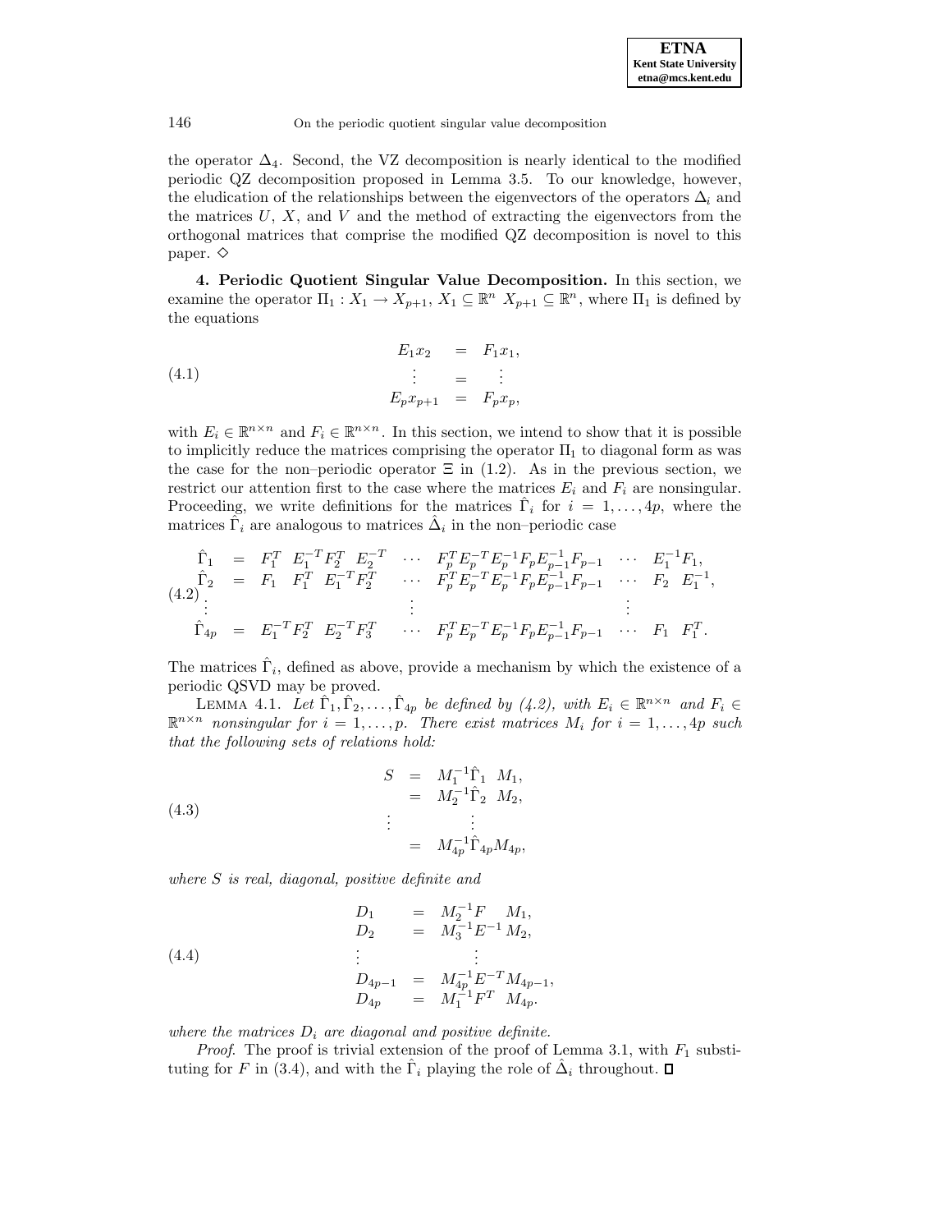the operator $\Delta_4$. Second, the VZ decomposition is nearly identical to the modified periodic QZ decomposition proposed in Lemma 3.5. To our knowledge, however, the eludication of the relationships between the eigenvectors of the operators $\Delta_i$ and the matrices $U$, $X$, and $V$ and the method of extracting the eigenvectors from the orthogonal matrices that comprise the modified QZ decomposition is novel to this paper. $\diamond$

**4. Periodic Quotient Singular Value Decomposition.** In this section, we examine the operator $\Pi_1 : X_1 \to X_{p+1}$, $X_1 \subseteq \mathbb{R}^n$ $X_{p+1} \subseteq \mathbb{R}^n$, where $\Pi_1$ is defined by the equations

$$
\begin{aligned}
E_1 x_2 &= F_1 x_1, \\
\vdots &= \vdots \\
E_p x_{p+1} &= F_p x_p,
\end{aligned}
\tag{4.1}
$$

with $E_i \in \mathbb{R}^{n\times n}$ and $F_i \in \mathbb{R}^{n\times n}$. In this section, we intend to show that it is possible to implicitly reduce the matrices comprising the operator $\Pi_1$ to diagonal form as was the case for the non–periodic operator $\Xi$ in (1.2). As in the previous section, we restrict our attention first to the case where the matrices $E_i$ and $F_i$ are nonsingular. Proceeding, we write definitions for the matrices $\hat{\Gamma}_i$ for $i = 1, \ldots, 4p$, where the matrices $\hat{\Gamma}_i$ are analogous to matrices $\hat{\Delta}_i$ in the non–periodic case

$$
\begin{aligned}
\hat{\Gamma}_1 &= F_1^T \;\; E_1^{-T} F_2^T \;\; E_2^{-T} \;\; \cdots \;\; F_p^T E_p^{-T} E_p^{-1} F_p E_{p-1}^{-1} F_{p-1} \;\; \cdots \;\; E_1^{-1} F_1, \\
\hat{\Gamma}_2 &= F_1 \;\; F_1^T \;\; E_1^{-T} F_2^T \;\; \cdots \;\; F_p^T E_p^{-T} E_p^{-1} F_p E_{p-1}^{-1} F_{p-1} \;\; \cdots \;\; F_2 \;\; E_1^{-1}, \\
&\;\;\vdots \qquad\qquad\qquad\qquad \vdots \qquad\qquad\qquad\qquad \vdots \\
\hat{\Gamma}_{4p} &= E_1^{-T} F_2^T \;\; E_2^{-T} F_3^T \;\; \cdots \;\; F_p^T E_p^{-T} E_p^{-1} F_p E_{p-1}^{-1} F_{p-1} \;\; \cdots \;\; F_1 \;\; F_1^T.
\end{aligned}
\tag{4.2}
$$

The matrices $\hat{\Gamma}_i$, defined as above, provide a mechanism by which the existence of a periodic QSVD may be proved.

LEMMA 4.1. *Let $\hat{\Gamma}_1, \hat{\Gamma}_2, \ldots, \hat{\Gamma}_{4p}$ be defined by (4.2), with $E_i \in \mathbb{R}^{n\times n}$ and $F_i \in \mathbb{R}^{n\times n}$ nonsingular for $i = 1, \ldots, p$. There exist matrices $M_i$ for $i = 1, \ldots, 4p$ such that the following sets of relations hold:*

$$
\begin{aligned}
S &= M_1^{-1} \hat{\Gamma}_1 \;\; M_1, \\
&= M_2^{-1} \hat{\Gamma}_2 \;\; M_2, \\
\vdots & \qquad\;\; \vdots \\
&= M_{4p}^{-1} \hat{\Gamma}_{4p} M_{4p},
\end{aligned}
\tag{4.3}
$$

*where $S$ is real, diagonal, positive definite and*

$$
\begin{aligned}
D_1 &= M_2^{-1} F \quad M_1, \\
D_2 &= M_3^{-1} E^{-1} M_2, \\
\vdots & \qquad\quad \vdots \\
D_{4p-1} &= M_{4p}^{-1} E^{-T} M_{4p-1}, \\
D_{4p} &= M_1^{-1} F^T \;\; M_{4p}.
\end{aligned}
\tag{4.4}
$$

*where the matrices $D_i$ are diagonal and positive definite.*

*Proof.* The proof is trivial extension of the proof of Lemma 3.1, with $F_1$ substituting for $F$ in (3.4), and with the $\hat{\Gamma}_i$ playing the role of $\hat{\Delta}_i$ throughout. $\square$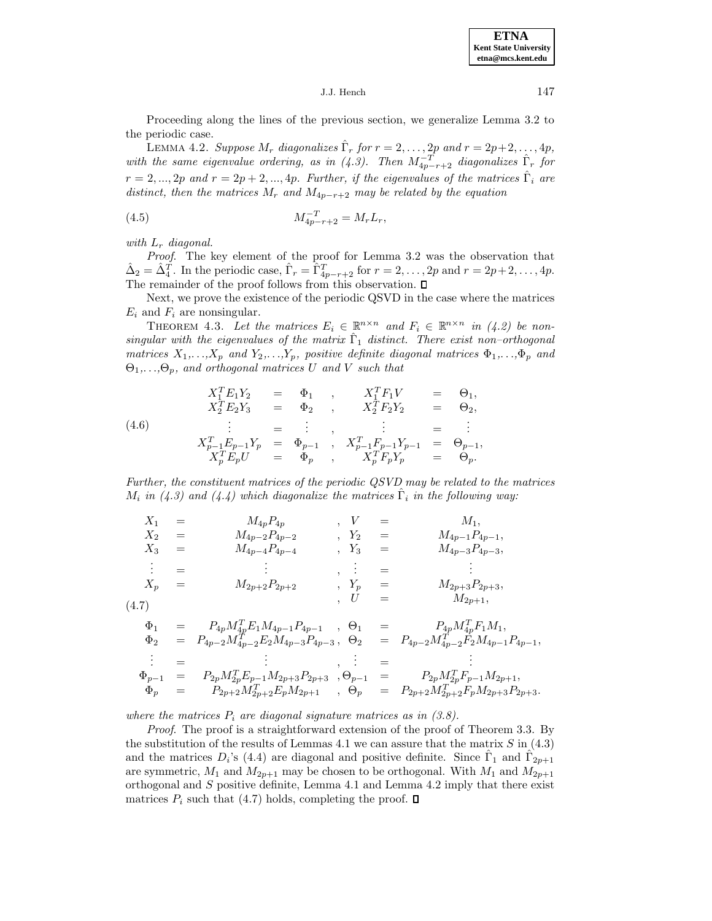Proceeding along the lines of the previous section, we generalize Lemma 3.2 to the periodic case.

LEMMA 4.2. *Suppose $M_r$ diagonalizes $\hat{\Gamma}_r$ for $r = 2, \ldots, 2p$ and $r = 2p+2, \ldots, 4p$, with the same eigenvalue ordering, as in (4.3). Then $M_{4p-r+2}^{-T}$ diagonalizes $\hat{\Gamma}_r$ for $r = 2, ..., 2p$ and $r = 2p + 2, ..., 4p$. Further, if the eigenvalues of the matrices $\hat{\Gamma}_i$ are distinct, then the matrices $M_r$ and $M_{4p-r+2}$ may be related by the equation*

$$M_{4p-r+2}^{-T} = M_r L_r, \tag{4.5}$$

*with $L_r$ diagonal.*

*Proof*. The key element of the proof for Lemma 3.2 was the observation that $\hat{\Delta}_2 = \hat{\Delta}_4^T$. In the periodic case, $\hat{\Gamma}_r = \hat{\Gamma}_{4p-r+2}^T$ for $r = 2, \ldots, 2p$ and $r = 2p+2, \ldots, 4p$. The remainder of the proof follows from this observation. ∎

Next, we prove the existence of the periodic QSVD in the case where the matrices $E_i$ and $F_i$ are nonsingular.

THEOREM 4.3. *Let the matrices $E_i \in \mathbb{R}^{n\times n}$ and $F_i \in \mathbb{R}^{n\times n}$ in (4.2) be nonsingular with the eigenvalues of the matrix $\hat{\Gamma}_1$ distinct. There exist non–orthogonal matrices $X_1,\ldots,X_p$ and $Y_2,\ldots,Y_p$, positive definite diagonal matrices $\Phi_1,\ldots,\Phi_p$ and $\Theta_1,\ldots,\Theta_p$, and orthogonal matrices $U$ and $V$ such that*

$$\begin{array}{rclcrcl}
X_1^T E_1 Y_2 & = & \Phi_1 & , & X_1^T F_1 V & = & \Theta_1, \\
X_2^T E_2 Y_3 & = & \Phi_2 & , & X_2^T F_2 Y_2 & = & \Theta_2, \\
\vdots & = & \vdots & , & \vdots & = & \vdots \\
X_{p-1}^T E_{p-1} Y_p & = & \Phi_{p-1} & , & X_{p-1}^T F_{p-1} Y_{p-1} & = & \Theta_{p-1}, \\
X_p^T E_p U & = & \Phi_p & , & X_p^T F_p Y_p & = & \Theta_p.
\end{array} \tag{4.6}$$

*Further, the constituent matrices of the periodic QSVD may be related to the matrices $M_i$ in (4.3) and (4.4) which diagonalize the matrices $\hat{\Gamma}_i$ in the following way:*

$$\begin{array}{rclcrcl}
X_1 & = & M_{4p}P_{4p} & , & V & = & M_1, \\
X_2 & = & M_{4p-2}P_{4p-2} & , & Y_2 & = & M_{4p-1}P_{4p-1}, \\
X_3 & = & M_{4p-4}P_{4p-4} & , & Y_3 & = & M_{4p-3}P_{4p-3}, \\
\vdots & = & \vdots & , & \vdots & = & \vdots \\
X_p & = & M_{2p+2}P_{2p+2} & , & Y_p & = & M_{2p+3}P_{2p+3}, \\
 & & & , & U & = & M_{2p+1}, \\
\\
\Phi_1 & = & P_{4p}M_{4p}^T E_1 M_{4p-1}P_{4p-1} & , & \Theta_1 & = & P_{4p}M_{4p}^T F_1 M_1, \\
\Phi_2 & = & P_{4p-2}M_{4p-2}^T E_2 M_{4p-3}P_{4p-3} & , & \Theta_2 & = & P_{4p-2}M_{4p-2}^T F_2 M_{4p-1}P_{4p-1}, \\
\vdots & = & \vdots & , & \vdots & = & \vdots \\
\Phi_{p-1} & = & P_{2p}M_{2p}^T E_{p-1} M_{2p+3}P_{2p+3} & , & \Theta_{p-1} & = & P_{2p}M_{2p}^T F_{p-1} M_{2p+1}, \\
\Phi_p & = & P_{2p+2}M_{2p+2}^T E_p M_{2p+1} & , & \Theta_p & = & P_{2p+2}M_{2p+2}^T F_p M_{2p+3}P_{2p+3}.
\end{array} \tag{4.7}$$

*where the matrices $P_i$ are diagonal signature matrices as in (3.8).*

*Proof*. The proof is a straightforward extension of the proof of Theorem 3.3. By the substitution of the results of Lemmas 4.1 we can assure that the matrix $S$ in (4.3) and the matrices $D_i$'s (4.4) are diagonal and positive definite. Since $\hat{\Gamma}_1$ and $\hat{\Gamma}_{2p+1}$ are symmetric, $M_1$ and $M_{2p+1}$ may be chosen to be orthogonal. With $M_1$ and $M_{2p+1}$ orthogonal and $S$ positive definite, Lemma 4.1 and Lemma 4.2 imply that there exist matrices $P_i$ such that (4.7) holds, completing the proof. ∎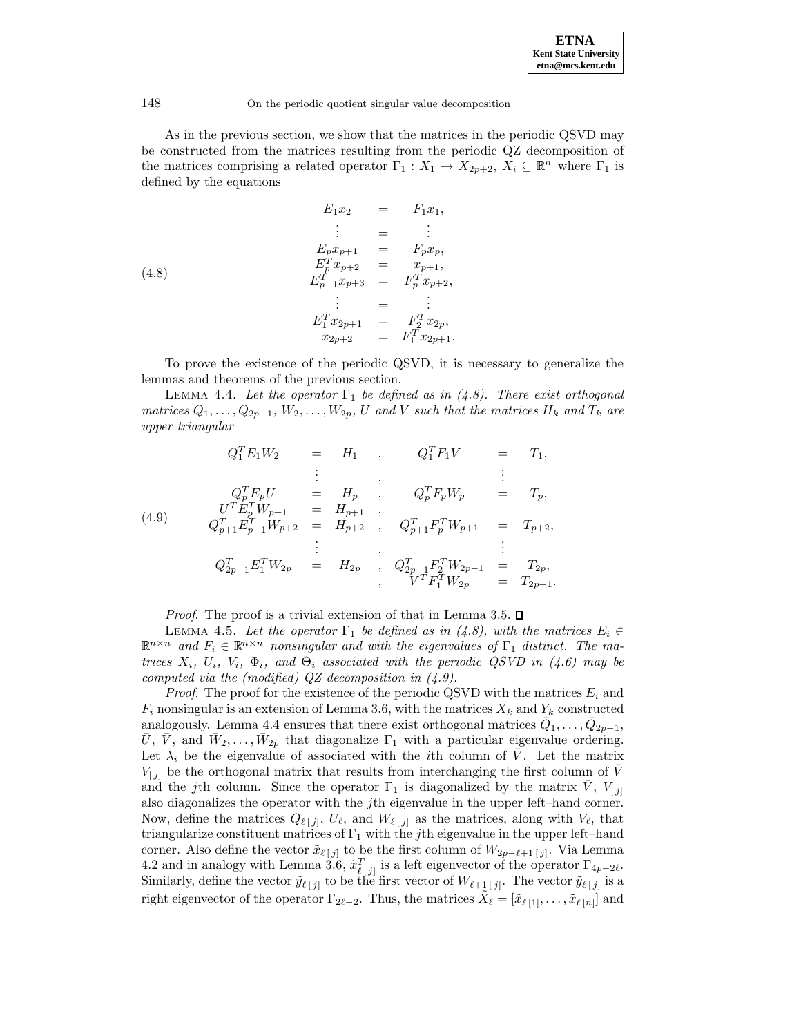As in the previous section, we show that the matrices in the periodic QSVD may be constructed from the matrices resulting from the periodic QZ decomposition of the matrices comprising a related operator $\Gamma_1 : X_1 \to X_{2p+2}$, $X_i \subseteq \mathbb{R}^n$ where $\Gamma_1$ is defined by the equations

$$
\begin{array}{rcl}
E_1 x_2 & = & F_1 x_1, \\
\vdots & = & \vdots \\
E_p x_{p+1} & = & F_p x_p, \\
E_p^T x_{p+2} & = & x_{p+1}, \\
E_{p-1}^T x_{p+3} & = & F_p^T x_{p+2}, \\
\vdots & = & \vdots \\
E_1^T x_{2p+1} & = & F_2^T x_{2p}, \\
x_{2p+2} & = & F_1^T x_{2p+1}.
\end{array}
\tag{4.8}
$$

To prove the existence of the periodic QSVD, it is necessary to generalize the lemmas and theorems of the previous section.

LEMMA 4.4. *Let the operator $\Gamma_1$ be defined as in (4.8). There exist orthogonal matrices $Q_1, \ldots, Q_{2p-1}$, $W_2, \ldots, W_{2p}$, $U$ and $V$ such that the matrices $H_k$ and $T_k$ are upper triangular*

$$
\begin{array}{rclcrcl}
Q_1^T E_1 W_2 & = & H_1 & , & Q_1^T F_1 V & = & T_1, \\
& \vdots & & , & & \vdots & \\
Q_p^T E_p U & = & H_p & , & Q_p^T F_p W_p & = & T_p, \\
U^T E_p^T W_{p+1} & = & H_{p+1} & , & & & \\
Q_{p+1}^T E_{p-1}^T W_{p+2} & = & H_{p+2} & , & Q_{p+1}^T F_p^T W_{p+1} & = & T_{p+2}, \\
& \vdots & & , & & \vdots & \\
Q_{2p-1}^T E_1^T W_{2p} & = & H_{2p} & , & Q_{2p-1}^T F_2^T W_{2p-1} & = & T_{2p}, \\
& & & , & V^T F_1^T W_{2p} & = & T_{2p+1}.
\end{array}
\tag{4.9}
$$

*Proof.* The proof is a trivial extension of that in Lemma 3.5. ☐

LEMMA 4.5. *Let the operator $\Gamma_1$ be defined as in (4.8), with the matrices $E_i \in \mathbb{R}^{n\times n}$ and $F_i \in \mathbb{R}^{n\times n}$ nonsingular and with the eigenvalues of $\Gamma_1$ distinct. The matrices $X_i$, $U_i$, $V_i$, $\Phi_i$, and $\Theta_i$ associated with the periodic QSVD in (4.6) may be computed via the (modified) QZ decomposition in (4.9).*

*Proof.* The proof for the existence of the periodic QSVD with the matrices $E_i$ and $F_i$ nonsingular is an extension of Lemma 3.6, with the matrices $X_k$ and $Y_k$ constructed analogously. Lemma 4.4 ensures that there exist orthogonal matrices $\bar{Q}_1, \ldots, \bar{Q}_{2p-1}$, $\bar{U}$, $\bar{V}$, and $\bar{W}_2, \ldots, \bar{W}_{2p}$ that diagonalize $\Gamma_1$ with a particular eigenvalue ordering. Let $\lambda_i$ be the eigenvalue of associated with the $i$th column of $\bar{V}$. Let the matrix $V_{[j]}$ be the orthogonal matrix that results from interchanging the first column of $\bar{V}$ and the $j$th column. Since the operator $\Gamma_1$ is diagonalized by the matrix $\bar{V}$, $V_{[j]}$ also diagonalizes the operator with the $j$th eigenvalue in the upper left–hand corner. Now, define the matrices $Q_{\ell\,[j]}$, $U_\ell$, and $W_{\ell\,[j]}$ as the matrices, along with $V_\ell$, that triangularize constituent matrices of $\Gamma_1$ with the $j$th eigenvalue in the upper left–hand corner. Also define the vector $\tilde{x}_{\ell\,[j]}$ to be the first column of $W_{2p-\ell+1\,[j]}$. Via Lemma 4.2 and in analogy with Lemma 3.6, $\tilde{x}_{\ell\,[j]}^T$ is a left eigenvector of the operator $\Gamma_{4p-2\ell}$. Similarly, define the vector $\tilde{y}_{\ell\,[j]}$ to be the first vector of $W_{\ell+1\,[j]}$. The vector $\tilde{y}_{\ell\,[j]}$ is a right eigenvector of the operator $\Gamma_{2\ell-2}$. Thus, the matrices $\tilde{X}_\ell = [\tilde{x}_{\ell\,[1]}, \ldots, \tilde{x}_{\ell\,[n]}]$ and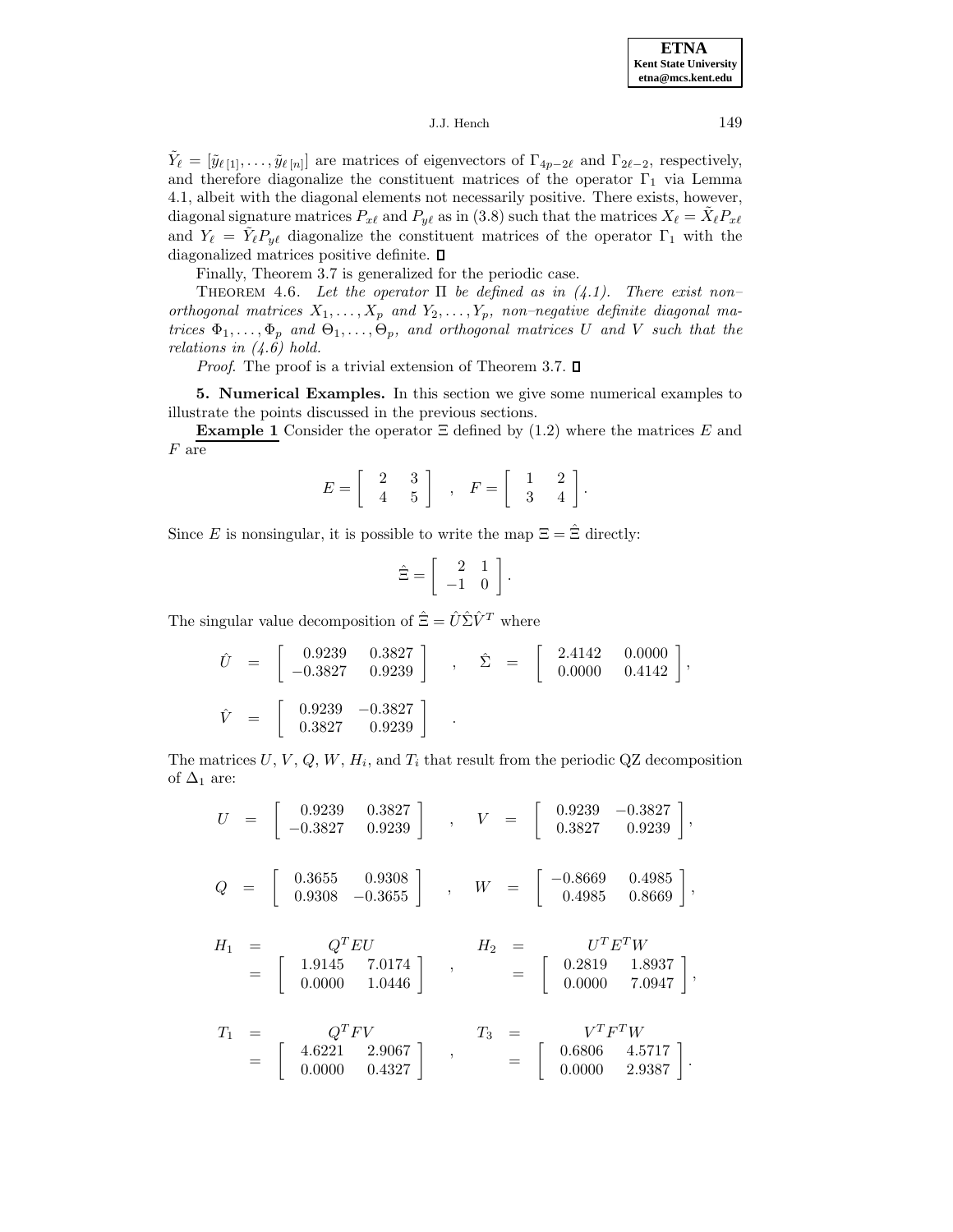$\tilde{Y}_\ell = [\tilde{y}_{\ell\,[1]}, \ldots, \tilde{y}_{\ell\,[n]}]$ are matrices of eigenvectors of $\Gamma_{4p-2\ell}$ and $\Gamma_{2\ell-2}$, respectively, and therefore diagonalize the constituent matrices of the operator $\Gamma_1$ via Lemma 4.1, albeit with the diagonal elements not necessarily positive. There exists, however, diagonal signature matrices $P_{x\ell}$ and $P_{y\ell}$ as in (3.8) such that the matrices $X_\ell = \tilde{X}_\ell P_{x\ell}$ and $Y_\ell = \tilde{Y}_\ell P_{y\ell}$ diagonalize the constituent matrices of the operator $\Gamma_1$ with the diagonalized matrices positive definite. ◻

Finally, Theorem 3.7 is generalized for the periodic case.

THEOREM 4.6. *Let the operator $\Pi$ be defined as in (4.1). There exist non–orthogonal matrices $X_1, \ldots, X_p$ and $Y_2, \ldots, Y_p$, non–negative definite diagonal matrices $\Phi_1, \ldots, \Phi_p$ and $\Theta_1, \ldots, \Theta_p$, and orthogonal matrices $U$ and $V$ such that the relations in (4.6) hold.*

*Proof.* The proof is a trivial extension of Theorem 3.7. ◻

**5. Numerical Examples.** In this section we give some numerical examples to illustrate the points discussed in the previous sections.

**Example 1** Consider the operator $\Xi$ defined by (1.2) where the matrices $E$ and $F$ are

$$E = \begin{bmatrix} 2 & 3 \\ 4 & 5 \end{bmatrix} \quad , \quad F = \begin{bmatrix} 1 & 2 \\ 3 & 4 \end{bmatrix}.$$

Since $E$ is nonsingular, it is possible to write the map $\Xi = \hat{\Xi}$ directly:

$$\hat{\Xi} = \begin{bmatrix} 2 & 1 \\ -1 & 0 \end{bmatrix}.$$

The singular value decomposition of $\hat{\Xi} = \hat{U}\hat{\Sigma}\hat{V}^T$ where

$$\hat{U} = \begin{bmatrix} 0.9239 & 0.3827 \\ -0.3827 & 0.9239 \end{bmatrix} \quad , \quad \hat{\Sigma} = \begin{bmatrix} 2.4142 & 0.0000 \\ 0.0000 & 0.4142 \end{bmatrix},$$

$$\hat{V} = \begin{bmatrix} 0.9239 & -0.3827 \\ 0.3827 & 0.9239 \end{bmatrix} \quad .$$

The matrices $U$, $V$, $Q$, $W$, $H_i$, and $T_i$ that result from the periodic QZ decomposition of $\Delta_1$ are:

$$U = \begin{bmatrix} 0.9239 & 0.3827 \\ -0.3827 & 0.9239 \end{bmatrix} \quad , \quad V = \begin{bmatrix} 0.9239 & -0.3827 \\ 0.3827 & 0.9239 \end{bmatrix},$$

$$Q = \begin{bmatrix} 0.3655 & 0.9308 \\ 0.9308 & -0.3655 \end{bmatrix} \quad , \quad W = \begin{bmatrix} -0.8669 & 0.4985 \\ 0.4985 & 0.8669 \end{bmatrix},$$

$$H_1 = Q^T E U = \begin{bmatrix} 1.9145 & 7.0174 \\ 0.0000 & 1.0446 \end{bmatrix} \quad , \quad H_2 = U^T E^T W = \begin{bmatrix} 0.2819 & 1.8937 \\ 0.0000 & 7.0947 \end{bmatrix},$$

$$T_1 = Q^T F V = \begin{bmatrix} 4.6221 & 2.9067 \\ 0.0000 & 0.4327 \end{bmatrix} \quad , \quad T_3 = V^T F^T W = \begin{bmatrix} 0.6806 & 4.5717 \\ 0.0000 & 2.9387 \end{bmatrix}.$$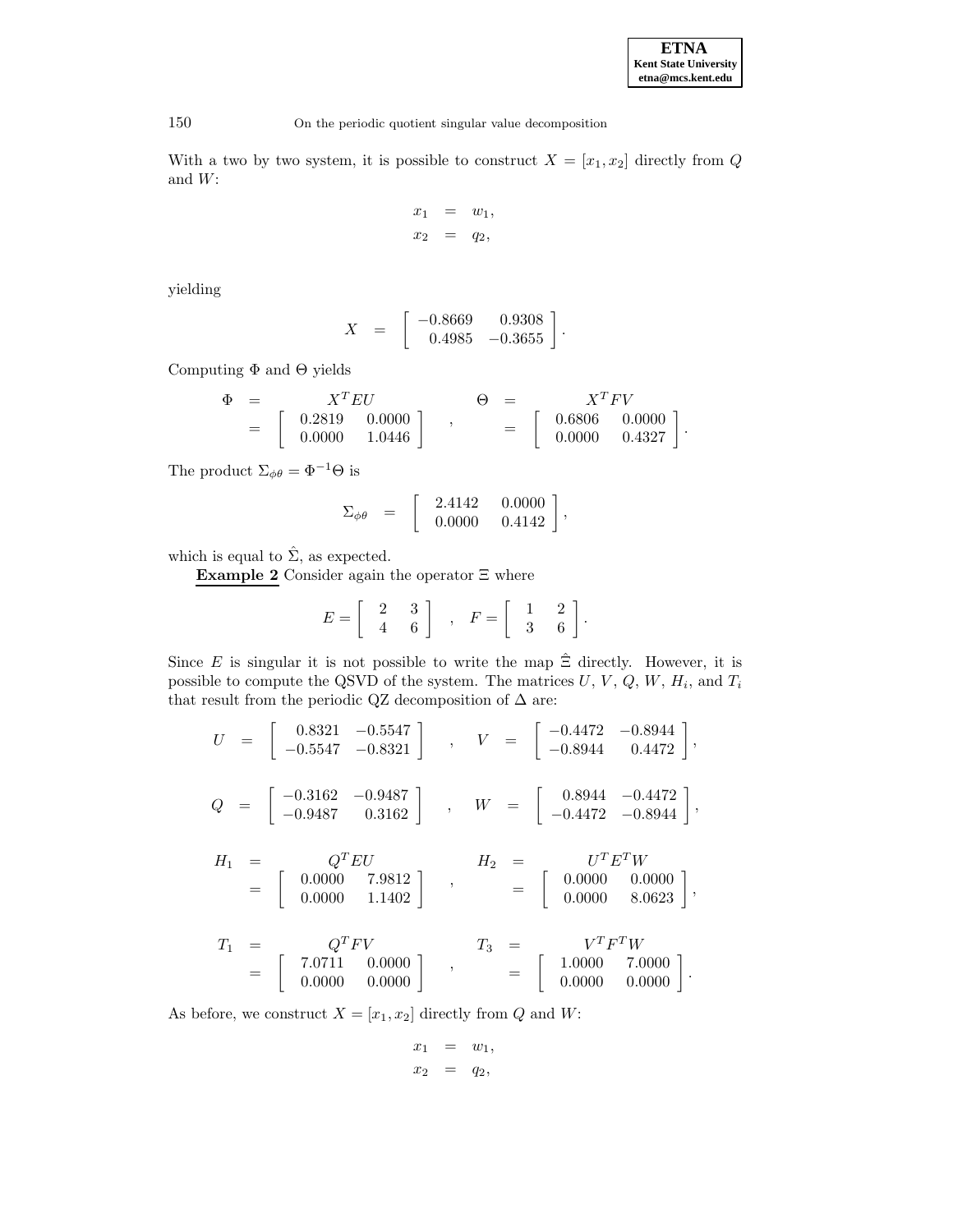With a two by two system, it is possible to construct $X = [x_1, x_2]$ directly from $Q$ and $W$:

$$
\begin{aligned}
x_1 &= w_1, \\
x_2 &= q_2,
\end{aligned}
$$

yielding

$$
X = \begin{bmatrix} -0.8669 & 0.9308 \\ 0.4985 & -0.3655 \end{bmatrix}.
$$

Computing $\Phi$ and $\Theta$ yields

$$
\begin{aligned}
\Phi &= X^T E U & \Theta &= X^T F V \\
&= \begin{bmatrix} 0.2819 & 0.0000 \\ 0.0000 & 1.0446 \end{bmatrix}, & &= \begin{bmatrix} 0.6806 & 0.0000 \\ 0.0000 & 0.4327 \end{bmatrix}.
\end{aligned}
$$

The product $\Sigma_{\phi\theta} = \Phi^{-1}\Theta$ is

$$
\Sigma_{\phi\theta} = \begin{bmatrix} 2.4142 & 0.0000 \\ 0.0000 & 0.4142 \end{bmatrix},
$$

which is equal to $\hat{\Sigma}$, as expected.

**Example 2** Consider again the operator $\Xi$ where

$$
E = \begin{bmatrix} 2 & 3 \\ 4 & 6 \end{bmatrix} \quad , \quad F = \begin{bmatrix} 1 & 2 \\ 3 & 6 \end{bmatrix}.
$$

Since $E$ is singular it is not possible to write the map $\hat{\Xi}$ directly. However, it is possible to compute the QSVD of the system. The matrices $U$, $V$, $Q$, $W$, $H_i$, and $T_i$ that result from the periodic QZ decomposition of $\Delta$ are:

$$
U = \begin{bmatrix} 0.8321 & -0.5547 \\ -0.5547 & -0.8321 \end{bmatrix} \quad , \quad V = \begin{bmatrix} -0.4472 & -0.8944 \\ -0.8944 & 0.4472 \end{bmatrix},
$$

$$
Q = \begin{bmatrix} -0.3162 & -0.9487 \\ -0.9487 & 0.3162 \end{bmatrix} \quad , \quad W = \begin{bmatrix} 0.8944 & -0.4472 \\ -0.4472 & -0.8944 \end{bmatrix},
$$

$$
\begin{aligned}
H_1 &= Q^T E U & H_2 &= U^T E^T W \\
&= \begin{bmatrix} 0.0000 & 7.9812 \\ 0.0000 & 1.1402 \end{bmatrix}, & &= \begin{bmatrix} 0.0000 & 0.0000 \\ 0.0000 & 8.0623 \end{bmatrix},
\end{aligned}
$$

$$
\begin{aligned}
T_1 &= Q^T F V & T_3 &= V^T F^T W \\
&= \begin{bmatrix} 7.0711 & 0.0000 \\ 0.0000 & 0.0000 \end{bmatrix}, & &= \begin{bmatrix} 1.0000 & 7.0000 \\ 0.0000 & 0.0000 \end{bmatrix}.
\end{aligned}
$$

As before, we construct $X = [x_1, x_2]$ directly from $Q$ and $W$:

$$
\begin{aligned}
x_1 &= w_1, \\
x_2 &= q_2,
\end{aligned}
$$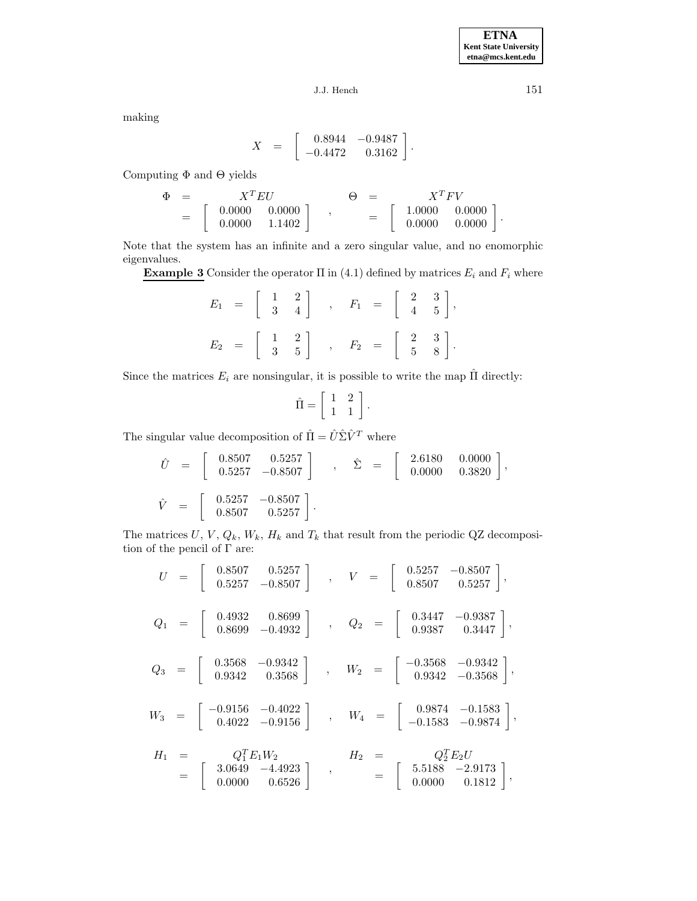making

$$X \;=\; \begin{bmatrix} 0.8944 & -0.9487 \\ -0.4472 & 0.3162 \end{bmatrix}.$$

Computing $\Phi$ and $\Theta$ yields

$$\Phi \;=\; X^T E U \;=\; \begin{bmatrix} 0.0000 & 0.0000 \\ 0.0000 & 1.1402 \end{bmatrix} \quad , \quad \Theta \;=\; X^T F V \;=\; \begin{bmatrix} 1.0000 & 0.0000 \\ 0.0000 & 0.0000 \end{bmatrix}.$$

Note that the system has an infinite and a zero singular value, and no enomorphic eigenvalues.

**Example 3** Consider the operator $\Pi$ in (4.1) defined by matrices $E_i$ and $F_i$ where

$$E_1 \;=\; \begin{bmatrix} 1 & 2 \\ 3 & 4 \end{bmatrix} \quad , \quad F_1 \;=\; \begin{bmatrix} 2 & 3 \\ 4 & 5 \end{bmatrix},$$

$$E_2 \;=\; \begin{bmatrix} 1 & 2 \\ 3 & 5 \end{bmatrix} \quad , \quad F_2 \;=\; \begin{bmatrix} 2 & 3 \\ 5 & 8 \end{bmatrix}.$$

Since the matrices $E_i$ are nonsingular, it is possible to write the map $\hat{\Pi}$ directly:

$$\hat{\Pi} = \begin{bmatrix} 1 & 2 \\ 1 & 1 \end{bmatrix}.$$

The singular value decomposition of $\hat{\Pi} = \hat{U}\hat{\Sigma}\hat{V}^T$ where

$$\hat{U} \;=\; \begin{bmatrix} 0.8507 & 0.5257 \\ 0.5257 & -0.8507 \end{bmatrix} \quad , \quad \hat{\Sigma} \;=\; \begin{bmatrix} 2.6180 & 0.0000 \\ 0.0000 & 0.3820 \end{bmatrix},$$

$$\hat{V} \;=\; \begin{bmatrix} 0.5257 & -0.8507 \\ 0.8507 & 0.5257 \end{bmatrix}.$$

The matrices $U$, $V$, $Q_k$, $W_k$, $H_k$ and $T_k$ that result from the periodic QZ decomposition of the pencil of $\Gamma$ are:

$$U \;=\; \begin{bmatrix} 0.8507 & 0.5257 \\ 0.5257 & -0.8507 \end{bmatrix} \quad , \quad V \;=\; \begin{bmatrix} 0.5257 & -0.8507 \\ 0.8507 & 0.5257 \end{bmatrix},$$

$$Q_1 \;=\; \begin{bmatrix} 0.4932 & 0.8699 \\ 0.8699 & -0.4932 \end{bmatrix} \quad , \quad Q_2 \;=\; \begin{bmatrix} 0.3447 & -0.9387 \\ 0.9387 & 0.3447 \end{bmatrix},$$

$$Q_3 \;=\; \begin{bmatrix} 0.3568 & -0.9342 \\ 0.9342 & 0.3568 \end{bmatrix} \quad , \quad W_2 \;=\; \begin{bmatrix} -0.3568 & -0.9342 \\ 0.9342 & -0.3568 \end{bmatrix},$$

$$W_3 \;=\; \begin{bmatrix} -0.9156 & -0.4022 \\ 0.4022 & -0.9156 \end{bmatrix} \quad , \quad W_4 \;=\; \begin{bmatrix} 0.9874 & -0.1583 \\ -0.1583 & -0.9874 \end{bmatrix},$$

$$H_1 \;=\; Q_1^T E_1 W_2 \;=\; \begin{bmatrix} 3.0649 & -4.4923 \\ 0.0000 & 0.6526 \end{bmatrix} \quad , \quad H_2 \;=\; Q_2^T E_2 U \;=\; \begin{bmatrix} 5.5188 & -2.9173 \\ 0.0000 & 0.1812 \end{bmatrix},$$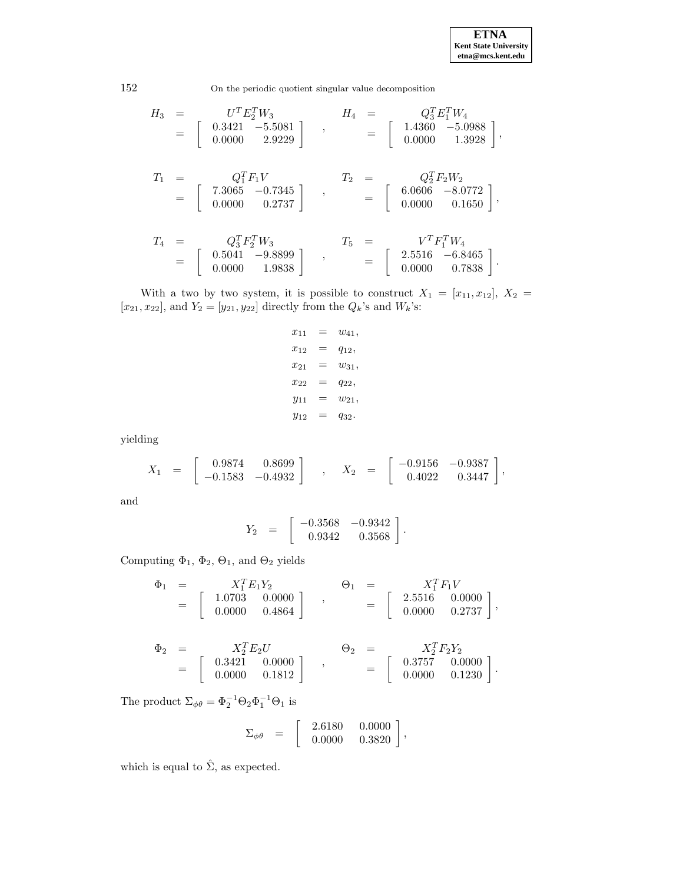$$
\begin{aligned}
H_3 &= U^T E_2^T W_3 & H_4 &= Q_3^T E_1^T W_4 \\
&= \begin{bmatrix} 0.3421 & -5.5081 \\ 0.0000 & 2.9229 \end{bmatrix}, & &= \begin{bmatrix} 1.4360 & -5.0988 \\ 0.0000 & 1.3928 \end{bmatrix},
\end{aligned}
$$

$$
\begin{aligned}
T_1 &= Q_1^T F_1 V & T_2 &= Q_2^T F_2 W_2 \\
&= \begin{bmatrix} 7.3065 & -0.7345 \\ 0.0000 & 0.2737 \end{bmatrix}, & &= \begin{bmatrix} 6.0606 & -8.0772 \\ 0.0000 & 0.1650 \end{bmatrix},
\end{aligned}
$$

$$
\begin{aligned}
T_4 &= Q_3^T F_2^T W_3 & T_5 &= V^T F_1^T W_4 \\
&= \begin{bmatrix} 0.5041 & -9.8899 \\ 0.0000 & 1.9838 \end{bmatrix}, & &= \begin{bmatrix} 2.5516 & -6.8465 \\ 0.0000 & 0.7838 \end{bmatrix}.
\end{aligned}
$$

With a two by two system, it is possible to construct $X_1 = [x_{11}, x_{12}]$, $X_2 = [x_{21}, x_{22}]$, and $Y_2 = [y_{21}, y_{22}]$ directly from the $Q_k$'s and $W_k$'s:

$$
\begin{aligned}
x_{11} &= w_{41}, \\
x_{12} &= q_{12}, \\
x_{21} &= w_{31}, \\
x_{22} &= q_{22}, \\
y_{11} &= w_{21}, \\
y_{12} &= q_{32}.
\end{aligned}
$$

yielding

$$
X_1 = \begin{bmatrix} 0.9874 & 0.8699 \\ -0.1583 & -0.4932 \end{bmatrix}, \quad X_2 = \begin{bmatrix} -0.9156 & -0.9387 \\ 0.4022 & 0.3447 \end{bmatrix},
$$

and

$$
Y_2 = \begin{bmatrix} -0.3568 & -0.9342 \\ 0.9342 & 0.3568 \end{bmatrix}.
$$

Computing $\Phi_1$, $\Phi_2$, $\Theta_1$, and $\Theta_2$ yields

$$
\begin{aligned}
\Phi_1 &= X_1^T E_1 Y_2 & \Theta_1 &= X_1^T F_1 V \\
&= \begin{bmatrix} 1.0703 & 0.0000 \\ 0.0000 & 0.4864 \end{bmatrix}, & &= \begin{bmatrix} 2.5516 & 0.0000 \\ 0.0000 & 0.2737 \end{bmatrix},
\end{aligned}
$$

$$
\begin{aligned}
\Phi_2 &= X_2^T E_2 U & \Theta_2 &= X_2^T F_2 Y_2 \\
&= \begin{bmatrix} 0.3421 & 0.0000 \\ 0.0000 & 0.1812 \end{bmatrix}, & &= \begin{bmatrix} 0.3757 & 0.0000 \\ 0.0000 & 0.1230 \end{bmatrix}.
\end{aligned}
$$

The product $\Sigma_{\phi\theta} = \Phi_2^{-1}\Theta_2\Phi_1^{-1}\Theta_1$ is

$$
\Sigma_{\phi\theta} = \begin{bmatrix} 2.6180 & 0.0000 \\ 0.0000 & 0.3820 \end{bmatrix},
$$

which is equal to $\hat{\Sigma}$, as expected.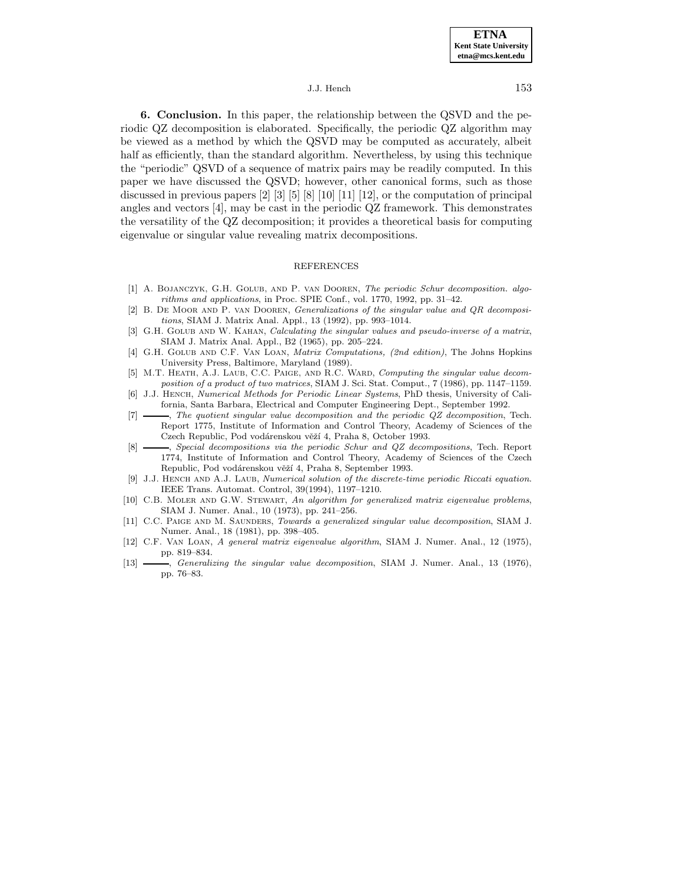**6. Conclusion.** In this paper, the relationship between the QSVD and the periodic QZ decomposition is elaborated. Specifically, the periodic QZ algorithm may be viewed as a method by which the QSVD may be computed as accurately, albeit half as efficiently, than the standard algorithm. Nevertheless, by using this technique the "periodic" QSVD of a sequence of matrix pairs may be readily computed. In this paper we have discussed the QSVD; however, other canonical forms, such as those discussed in previous papers [2] [3] [5] [8] [10] [11] [12], or the computation of principal angles and vectors [4], may be cast in the periodic QZ framework. This demonstrates the versatility of the QZ decomposition; it provides a theoretical basis for computing eigenvalue or singular value revealing matrix decompositions.

## REFERENCES

[1] A. Bojanczyk, G.H. Golub, and P. van Dooren, *The periodic Schur decomposition. algorithms and applications*, in Proc. SPIE Conf., vol. 1770, 1992, pp. 31–42.

[2] B. De Moor and P. van Dooren, *Generalizations of the singular value and QR decompositions*, SIAM J. Matrix Anal. Appl., 13 (1992), pp. 993–1014.

[3] G.H. Golub and W. Kahan, *Calculating the singular values and pseudo-inverse of a matrix*, SIAM J. Matrix Anal. Appl., B2 (1965), pp. 205–224.

[4] G.H. Golub and C.F. Van Loan, *Matrix Computations, (2nd edition)*, The Johns Hopkins University Press, Baltimore, Maryland (1989).

[5] M.T. Heath, A.J. Laub, C.C. Paige, and R.C. Ward, *Computing the singular value decomposition of a product of two matrices*, SIAM J. Sci. Stat. Comput., 7 (1986), pp. 1147–1159.

[6] J.J. Hench, *Numerical Methods for Periodic Linear Systems*, PhD thesis, University of California, Santa Barbara, Electrical and Computer Engineering Dept., September 1992.

[7] ———, *The quotient singular value decomposition and the periodic QZ decomposition*, Tech. Report 1775, Institute of Information and Control Theory, Academy of Sciences of the Czech Republic, Pod vodárenskou věží 4, Praha 8, October 1993.

[8] ———, *Special decompositions via the periodic Schur and QZ decompositions*, Tech. Report 1774, Institute of Information and Control Theory, Academy of Sciences of the Czech Republic, Pod vodárenskou věží 4, Praha 8, September 1993.

[9] J.J. Hench and A.J. Laub, *Numerical solution of the discrete-time periodic Riccati equation*. IEEE Trans. Automat. Control, 39(1994), 1197–1210.

[10] C.B. Moler and G.W. Stewart, *An algorithm for generalized matrix eigenvalue problems*, SIAM J. Numer. Anal., 10 (1973), pp. 241–256.

[11] C.C. Paige and M. Saunders, *Towards a generalized singular value decomposition*, SIAM J. Numer. Anal., 18 (1981), pp. 398–405.

[12] C.F. Van Loan, *A general matrix eigenvalue algorithm*, SIAM J. Numer. Anal., 12 (1975), pp. 819–834.

[13] ———, *Generalizing the singular value decomposition*, SIAM J. Numer. Anal., 13 (1976), pp. 76–83.